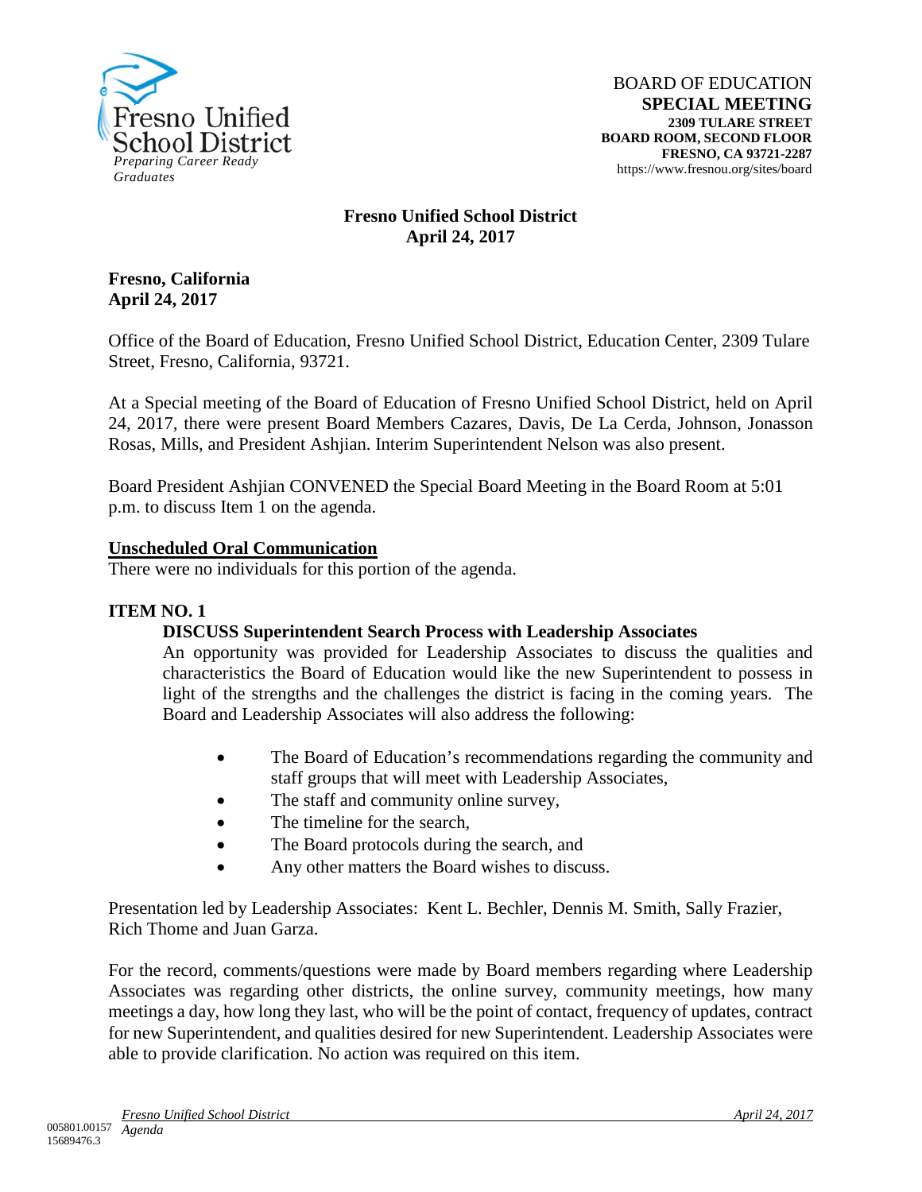Fresno Unified School District
*Preparing Career Ready Graduates*

BOARD OF EDUCATION
**SPECIAL MEETING**
**2309 TULARE STREET**
**BOARD ROOM, SECOND FLOOR**
**FRESNO, CA 93721-2287**
https://www.fresnou.org/sites/board

**Fresno Unified School District**
**April 24, 2017**

**Fresno, California**
**April 24, 2017**

Office of the Board of Education, Fresno Unified School District, Education Center, 2309 Tulare Street, Fresno, California, 93721.

At a Special meeting of the Board of Education of Fresno Unified School District, held on April 24, 2017, there were present Board Members Cazares, Davis, De La Cerda, Johnson, Jonasson Rosas, Mills, and President Ashjian. Interim Superintendent Nelson was also present.

Board President Ashjian CONVENED the Special Board Meeting in the Board Room at 5:01 p.m. to discuss Item 1 on the agenda.

**Unscheduled Oral Communication**
There were no individuals for this portion of the agenda.

**ITEM NO. 1**

**DISCUSS Superintendent Search Process with Leadership Associates**
An opportunity was provided for Leadership Associates to discuss the qualities and characteristics the Board of Education would like the new Superintendent to possess in light of the strengths and the challenges the district is facing in the coming years. The Board and Leadership Associates will also address the following:

- The Board of Education's recommendations regarding the community and staff groups that will meet with Leadership Associates,
- The staff and community online survey,
- The timeline for the search,
- The Board protocols during the search, and
- Any other matters the Board wishes to discuss.

Presentation led by Leadership Associates: Kent L. Bechler, Dennis M. Smith, Sally Frazier, Rich Thome and Juan Garza.

For the record, comments/questions were made by Board members regarding where Leadership Associates was regarding other districts, the online survey, community meetings, how many meetings a day, how long they last, who will be the point of contact, frequency of updates, contract for new Superintendent, and qualities desired for new Superintendent. Leadership Associates were able to provide clarification. No action was required on this item.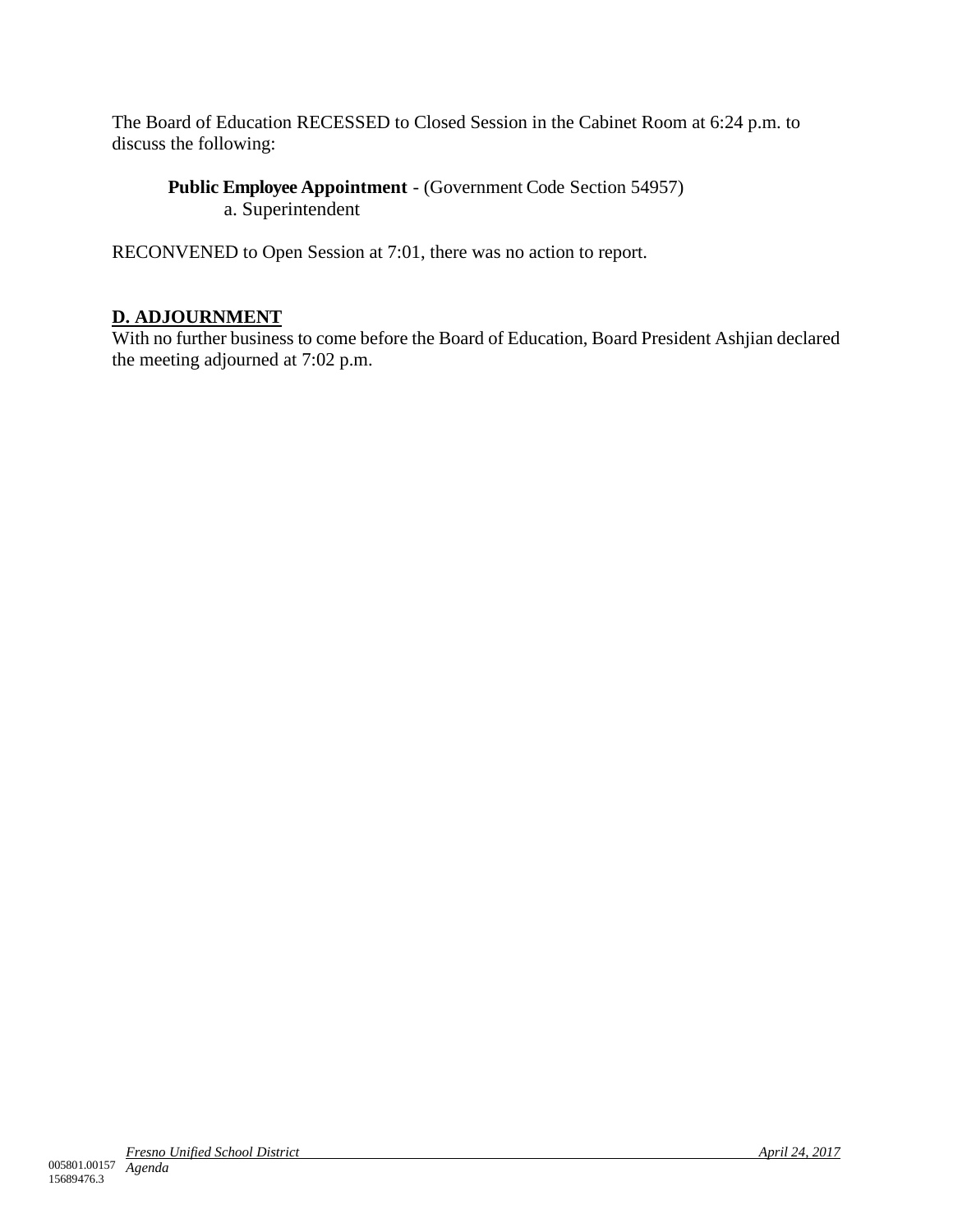The Board of Education RECESSED to Closed Session in the Cabinet Room at 6:24 p.m. to discuss the following:

**Public Employee Appointment** - (Government Code Section 54957)
a. Superintendent

RECONVENED to Open Session at 7:01, there was no action to report.

## D. ADJOURNMENT

With no further business to come before the Board of Education, Board President Ashjian declared the meeting adjourned at 7:02 p.m.